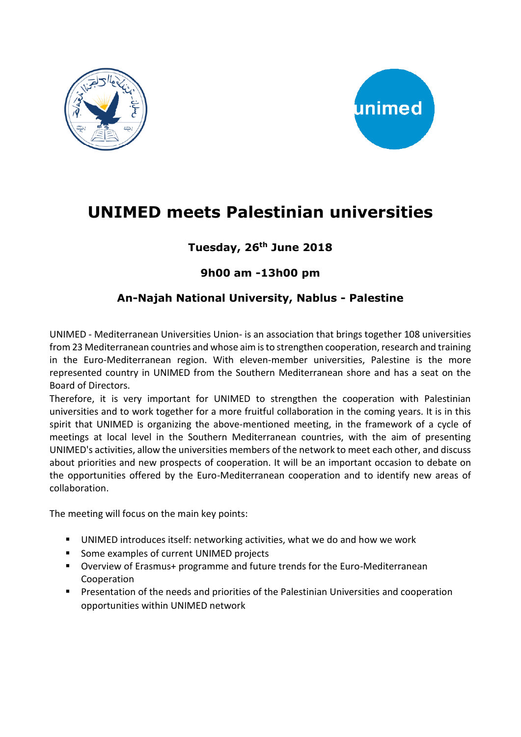# UNIMED meets Palestinian universities

### Tuesday, 26th June 2018

### 9h00 am -13h00 pm

### An-Najah National University, Nablus - Palestine

UNIMED - Mediterranean Universities Union- is an association that brings together 108 universities from 23 Mediterranean countries and whose aim is to strengthen cooperation, research and training in the Euro-Mediterranean region. With eleven-member universities, Palestine is the more represented country in UNIMED from the Southern Mediterranean shore and has a seat on the Board of Directors.

Therefore, it is very important for UNIMED to strengthen the cooperation with Palestinian universities and to work together for a more fruitful collaboration in the coming years. It is in this spirit that UNIMED is organizing the above-mentioned meeting, in the framework of a cycle of meetings at local level in the Southern Mediterranean countries, with the aim of presenting UNIMED's activities, allow the universities members of the network to meet each other, and discuss about priorities and new prospects of cooperation. It will be an important occasion to debate on the opportunities offered by the Euro-Mediterranean cooperation and to identify new areas of collaboration.

The meeting will focus on the main key points:

- UNIMED introduces itself: networking activities, what we do and how we work
- Some examples of current UNIMED projects
- Overview of Erasmus+ programme and future trends for the Euro-Mediterranean Cooperation
- Presentation of the needs and priorities of the Palestinian Universities and cooperation opportunities within UNIMED network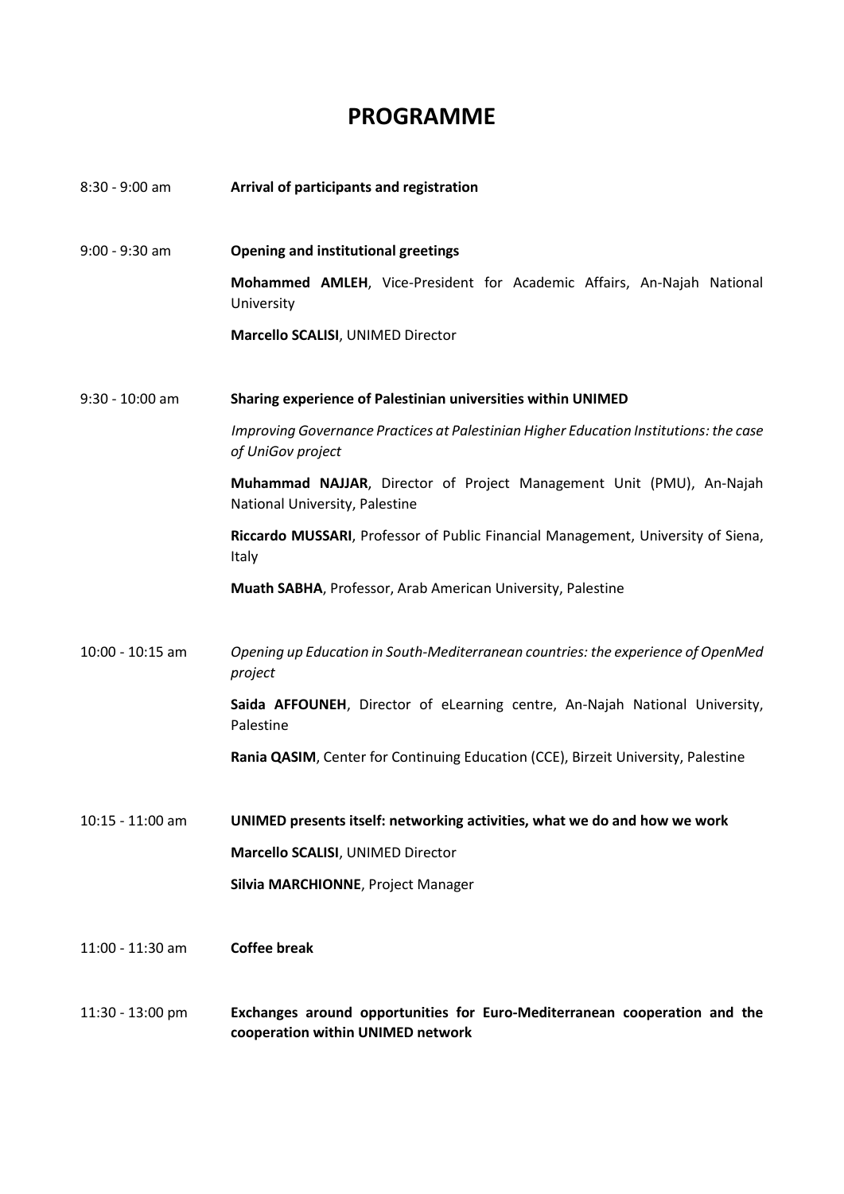# PROGRAMME

8:30 - 9:00 am **Arrival of participants and registration**

9:00 - 9:30 am **Opening and institutional greetings**

**Mohammed AMLEH**, Vice-President for Academic Affairs, An-Najah National University

**Marcello SCALISI**, UNIMED Director

9:30 - 10:00 am **Sharing experience of Palestinian universities within UNIMED**

*Improving Governance Practices at Palestinian Higher Education Institutions: the case of UniGov project*

**Muhammad NAJJAR**, Director of Project Management Unit (PMU), An-Najah National University, Palestine

**Riccardo MUSSARI**, Professor of Public Financial Management, University of Siena, Italy

**Muath SABHA**, Professor, Arab American University, Palestine

10:00 - 10:15 am *Opening up Education in South-Mediterranean countries: the experience of OpenMed project*

**Saida AFFOUNEH**, Director of eLearning centre, An-Najah National University, Palestine

**Rania QASIM**, Center for Continuing Education (CCE), Birzeit University, Palestine

10:15 - 11:00 am **UNIMED presents itself: networking activities, what we do and how we work**

**Marcello SCALISI**, UNIMED Director

**Silvia MARCHIONNE**, Project Manager

11:00 - 11:30 am **Coffee break**

11:30 - 13:00 pm **Exchanges around opportunities for Euro-Mediterranean cooperation and the cooperation within UNIMED network**